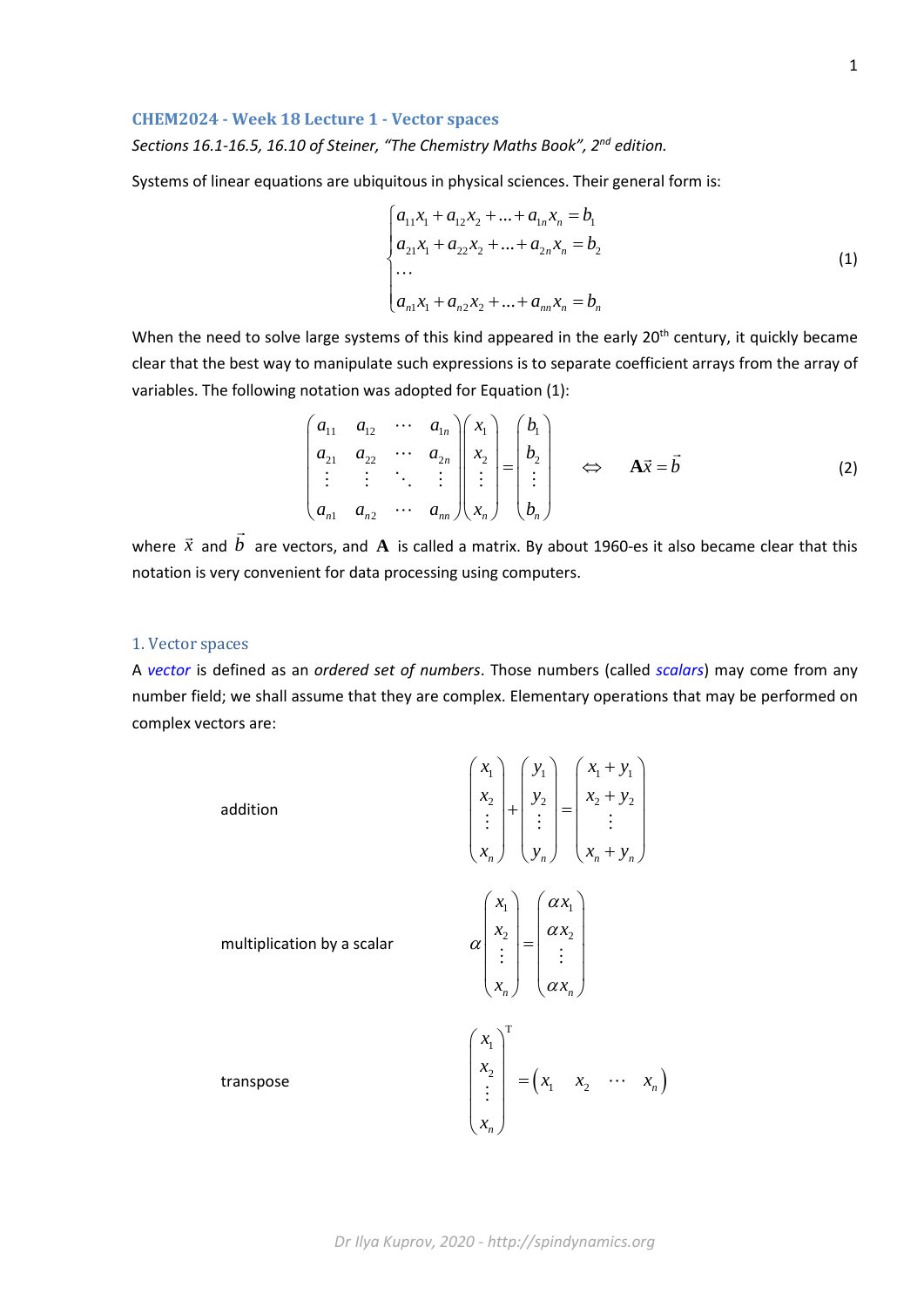## CHEM2024 - Week 18 Lecture 1 - Vector spaces

*Sections 16.1-16.5, 16.10 of Steiner, "The Chemistry Maths Book", 2nd edition.*

Systems of linear equations are ubiquitous in physical sciences. Their general form is:

$$\begin{cases} a_{11}x_1 + a_{12}x_2 + \ldots + a_{1n}x_n = b_1 \\ a_{21}x_1 + a_{22}x_2 + \ldots + a_{2n}x_n = b_2 \\ \ldots \\ a_{n1}x_1 + a_{n2}x_2 + \ldots + a_{nn}x_n = b_n \end{cases} \tag{1}$$

When the need to solve large systems of this kind appeared in the early 20th century, it quickly became clear that the best way to manipulate such expressions is to separate coefficient arrays from the array of variables. The following notation was adopted for Equation (1):

$$\begin{pmatrix} a_{11} & a_{12} & \cdots & a_{1n} \\ a_{21} & a_{22} & \cdots & a_{2n} \\ \vdots & \vdots & \ddots & \vdots \\ a_{n1} & a_{n2} & \cdots & a_{nn} \end{pmatrix} \begin{pmatrix} x_1 \\ x_2 \\ \vdots \\ x_n \end{pmatrix} = \begin{pmatrix} b_1 \\ b_2 \\ \vdots \\ b_n \end{pmatrix} \quad \Leftrightarrow \quad \mathbf{A}\vec{x} = \vec{b} \tag{2}$$

where $\vec{x}$ and $\vec{b}$ are vectors, and $\mathbf{A}$ is called a matrix. By about 1960-es it also became clear that this notation is very convenient for data processing using computers.

### 1. Vector spaces

A *vector* is defined as an *ordered set of numbers*. Those numbers (called *scalars*) may come from any number field; we shall assume that they are complex. Elementary operations that may be performed on complex vectors are:

addition

$$\begin{pmatrix} x_1 \\ x_2 \\ \vdots \\ x_n \end{pmatrix} + \begin{pmatrix} y_1 \\ y_2 \\ \vdots \\ y_n \end{pmatrix} = \begin{pmatrix} x_1 + y_1 \\ x_2 + y_2 \\ \vdots \\ x_n + y_n \end{pmatrix}$$

multiplication by a scalar

$$\alpha \begin{pmatrix} x_1 \\ x_2 \\ \vdots \\ x_n \end{pmatrix} = \begin{pmatrix} \alpha x_1 \\ \alpha x_2 \\ \vdots \\ \alpha x_n \end{pmatrix}$$

transpose

$$\begin{pmatrix} x_1 \\ x_2 \\ \vdots \\ x_n \end{pmatrix}^{\mathrm{T}} = \begin{pmatrix} x_1 & x_2 & \cdots & x_n \end{pmatrix}$$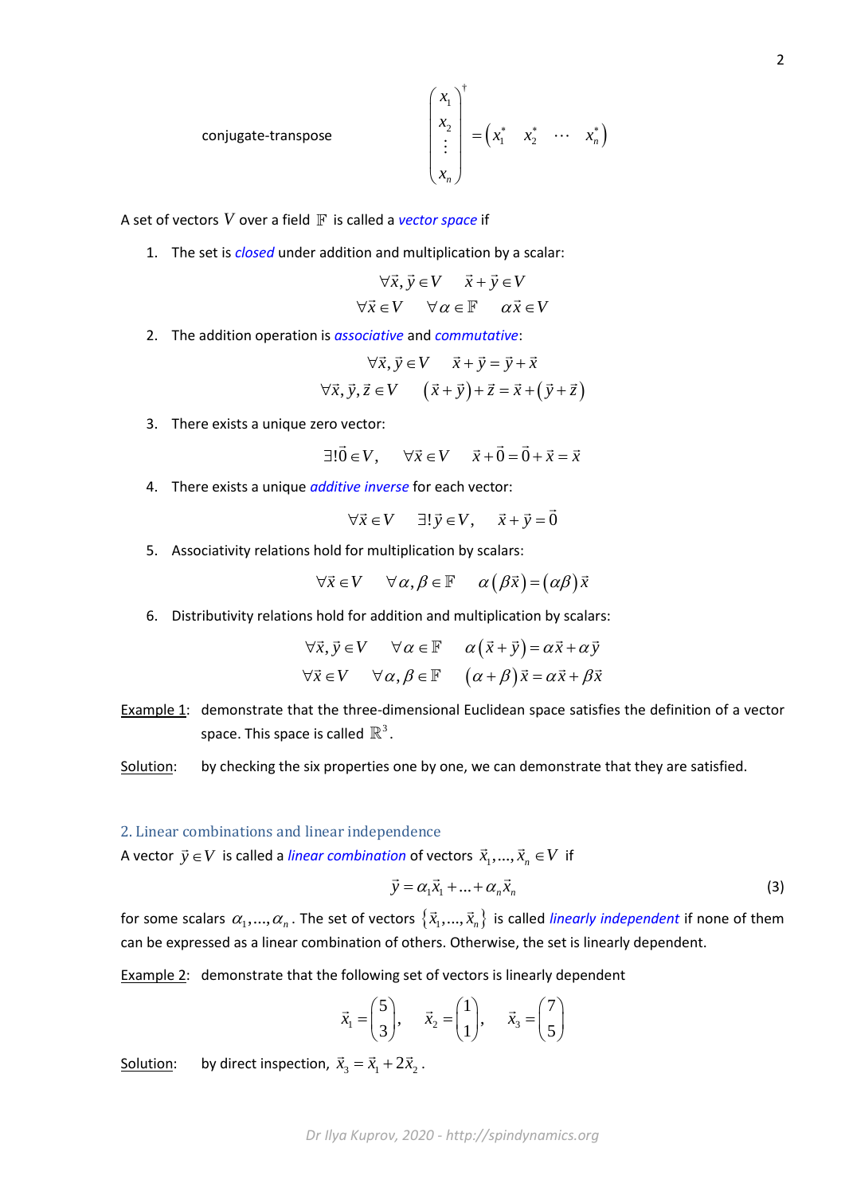conjugate-transpose $$\begin{pmatrix} x_1 \\ x_2 \\ \vdots \\ x_n \end{pmatrix}^\dagger = \begin{pmatrix} x_1^* & x_2^* & \cdots & x_n^* \end{pmatrix}$$

A set of vectors $V$ over a field $\mathbb{F}$ is called a *vector space* if

1. The set is *closed* under addition and multiplication by a scalar:
$$\forall \vec{x}, \vec{y} \in V \quad \vec{x} + \vec{y} \in V$$
$$\forall \vec{x} \in V \quad \forall \alpha \in \mathbb{F} \quad \alpha \vec{x} \in V$$
2. The addition operation is *associative* and *commutative*:
$$\forall \vec{x}, \vec{y} \in V \quad \vec{x} + \vec{y} = \vec{y} + \vec{x}$$
$$\forall \vec{x}, \vec{y}, \vec{z} \in V \quad (\vec{x} + \vec{y}) + \vec{z} = \vec{x} + (\vec{y} + \vec{z})$$
3. There exists a unique zero vector:
$$\exists! \vec{0} \in V, \quad \forall \vec{x} \in V \quad \vec{x} + \vec{0} = \vec{0} + \vec{x} = \vec{x}$$
4. There exists a unique *additive inverse* for each vector:
$$\forall \vec{x} \in V \quad \exists! \vec{y} \in V, \quad \vec{x} + \vec{y} = \vec{0}$$
5. Associativity relations hold for multiplication by scalars:
$$\forall \vec{x} \in V \quad \forall \alpha, \beta \in \mathbb{F} \quad \alpha(\beta \vec{x}) = (\alpha \beta) \vec{x}$$
6. Distributivity relations hold for addition and multiplication by scalars:
$$\forall \vec{x}, \vec{y} \in V \quad \forall \alpha \in \mathbb{F} \quad \alpha(\vec{x} + \vec{y}) = \alpha \vec{x} + \alpha \vec{y}$$
$$\forall \vec{x} \in V \quad \forall \alpha, \beta \in \mathbb{F} \quad (\alpha + \beta) \vec{x} = \alpha \vec{x} + \beta \vec{x}$$

Example 1: demonstrate that the three-dimensional Euclidean space satisfies the definition of a vector space. This space is called $\mathbb{R}^3$.

Solution: by checking the six properties one by one, we can demonstrate that they are satisfied.

## 2. Linear combinations and linear independence

A vector $\vec{y} \in V$ is called a *linear combination* of vectors $\vec{x}_1, ..., \vec{x}_n \in V$ if

$$\vec{y} = \alpha_1 \vec{x}_1 + ... + \alpha_n \vec{x}_n \tag{3}$$

for some scalars $\alpha_1, ..., \alpha_n$. The set of vectors $\{\vec{x}_1, ..., \vec{x}_n\}$ is called *linearly independent* if none of them can be expressed as a linear combination of others. Otherwise, the set is linearly dependent.

Example 2: demonstrate that the following set of vectors is linearly dependent

$$\vec{x}_1 = \begin{pmatrix} 5 \\ 3 \end{pmatrix}, \quad \vec{x}_2 = \begin{pmatrix} 1 \\ 1 \end{pmatrix}, \quad \vec{x}_3 = \begin{pmatrix} 7 \\ 5 \end{pmatrix}$$

Solution: by direct inspection, $\vec{x}_3 = \vec{x}_1 + 2\vec{x}_2$.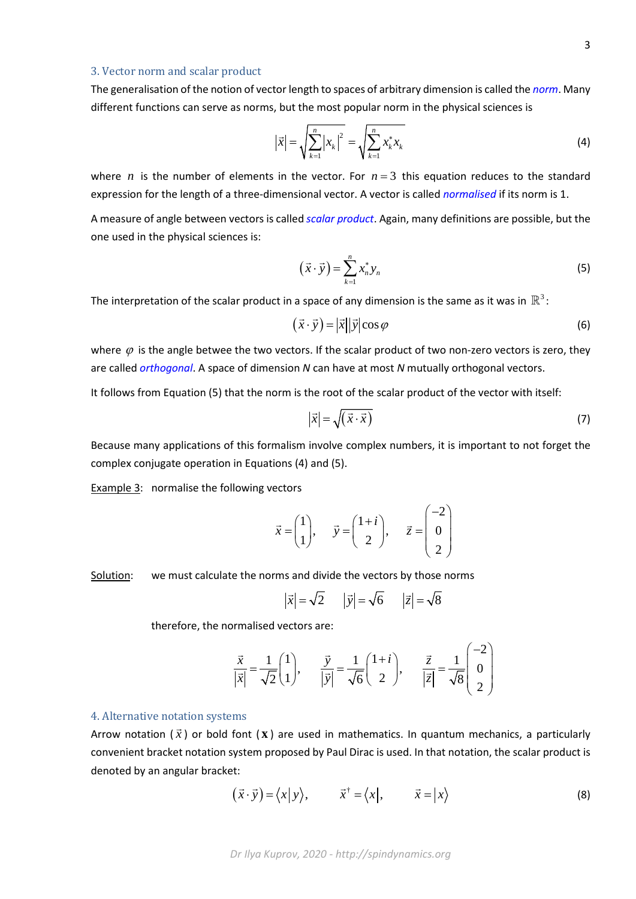## 3. Vector norm and scalar product

The generalisation of the notion of vector length to spaces of arbitrary dimension is called the *norm*. Many different functions can serve as norms, but the most popular norm in the physical sciences is

$$|\vec{x}| = \sqrt{\sum_{k=1}^{n} |x_k|^2} = \sqrt{\sum_{k=1}^{n} x_k^* x_k} \tag{4}$$

where $n$ is the number of elements in the vector. For $n=3$ this equation reduces to the standard expression for the length of a three-dimensional vector. A vector is called *normalised* if its norm is 1.

A measure of angle between vectors is called *scalar product*. Again, many definitions are possible, but the one used in the physical sciences is:

$$(\vec{x} \cdot \vec{y}) = \sum_{k=1}^{n} x_n^* y_n \tag{5}$$

The interpretation of the scalar product in a space of any dimension is the same as it was in $\mathbb{R}^3$:

$$(\vec{x} \cdot \vec{y}) = |\vec{x}||\vec{y}| \cos\varphi \tag{6}$$

where $\varphi$ is the angle betwee the two vectors. If the scalar product of two non-zero vectors is zero, they are called *orthogonal*. A space of dimension *N* can have at most *N* mutually orthogonal vectors.

It follows from Equation (5) that the norm is the root of the scalar product of the vector with itself:

$$|\vec{x}| = \sqrt{(\vec{x} \cdot \vec{x})} \tag{7}$$

Because many applications of this formalism involve complex numbers, it is important to not forget the complex conjugate operation in Equations (4) and (5).

Example 3: normalise the following vectors

$$\vec{x} = \begin{pmatrix} 1 \\ 1 \end{pmatrix}, \quad \vec{y} = \begin{pmatrix} 1+i \\ 2 \end{pmatrix}, \quad \vec{z} = \begin{pmatrix} -2 \\ 0 \\ 2 \end{pmatrix}$$

Solution: we must calculate the norms and divide the vectors by those norms

$$|\vec{x}| = \sqrt{2} \qquad |\vec{y}| = \sqrt{6} \qquad |\vec{z}| = \sqrt{8}$$

therefore, the normalised vectors are:

$$\frac{\vec{x}}{|\vec{x}|} = \frac{1}{\sqrt{2}} \begin{pmatrix} 1 \\ 1 \end{pmatrix}, \quad \frac{\vec{y}}{|\vec{y}|} = \frac{1}{\sqrt{6}} \begin{pmatrix} 1+i \\ 2 \end{pmatrix}, \quad \frac{\vec{z}}{|\vec{z}|} = \frac{1}{\sqrt{8}} \begin{pmatrix} -2 \\ 0 \\ 2 \end{pmatrix}$$

## 4. Alternative notation systems

Arrow notation ($\vec{x}$) or bold font ($\mathbf{x}$) are used in mathematics. In quantum mechanics, a particularly convenient bracket notation system proposed by Paul Dirac is used. In that notation, the scalar product is denoted by an angular bracket:

$$(\vec{x} \cdot \vec{y}) = \langle x | y \rangle, \qquad \vec{x}^\dagger = \langle x |, \qquad \vec{x} = | x \rangle \tag{8}$$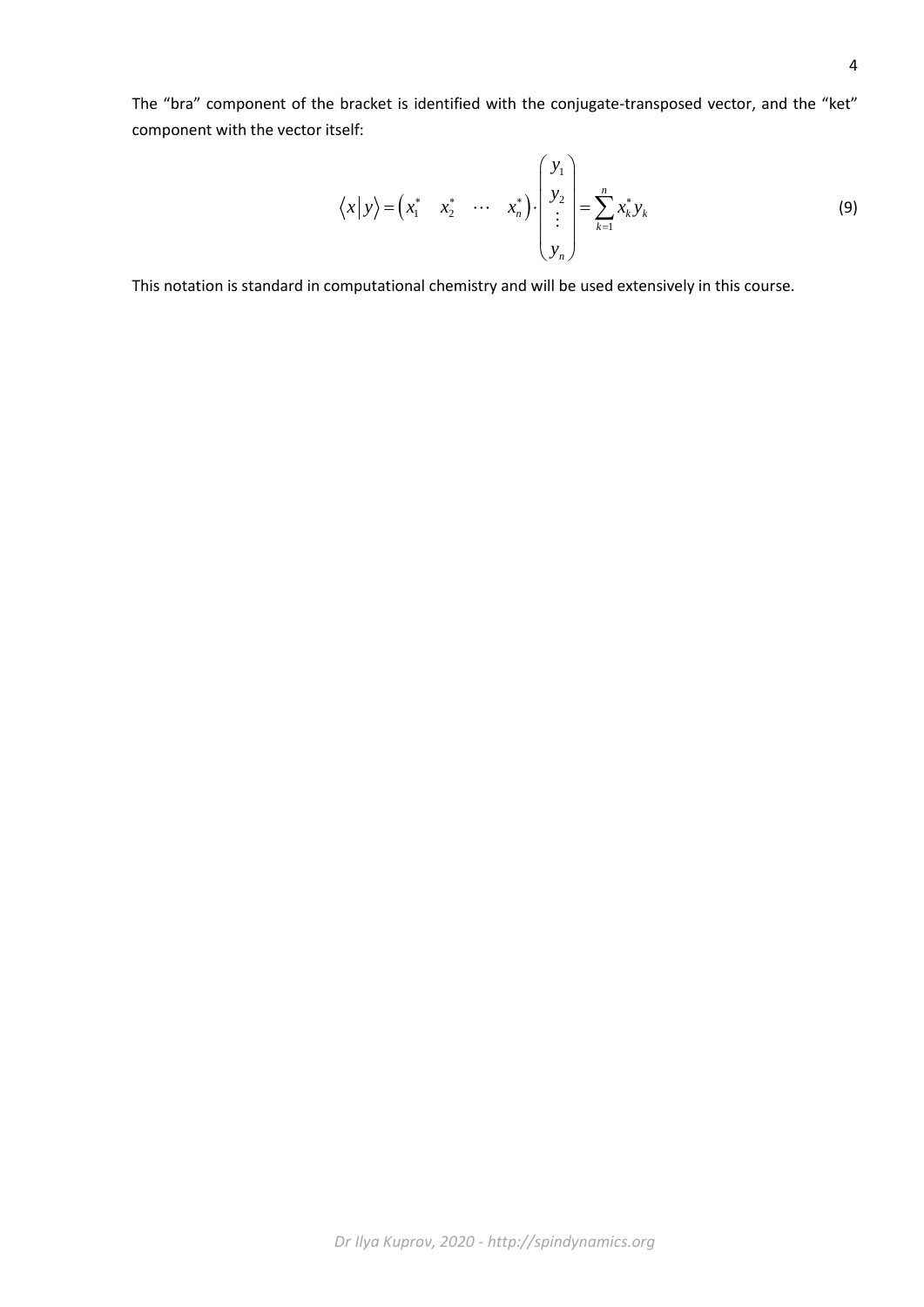The "bra" component of the bracket is identified with the conjugate-transposed vector, and the "ket" component with the vector itself:

$$\langle x | y \rangle = \begin{pmatrix} x_1^* & x_2^* & \cdots & x_n^* \end{pmatrix} \cdot \begin{pmatrix} y_1 \\ y_2 \\ \vdots \\ y_n \end{pmatrix} = \sum_{k=1}^{n} x_k^* y_k \tag{9}$$

This notation is standard in computational chemistry and will be used extensively in this course.